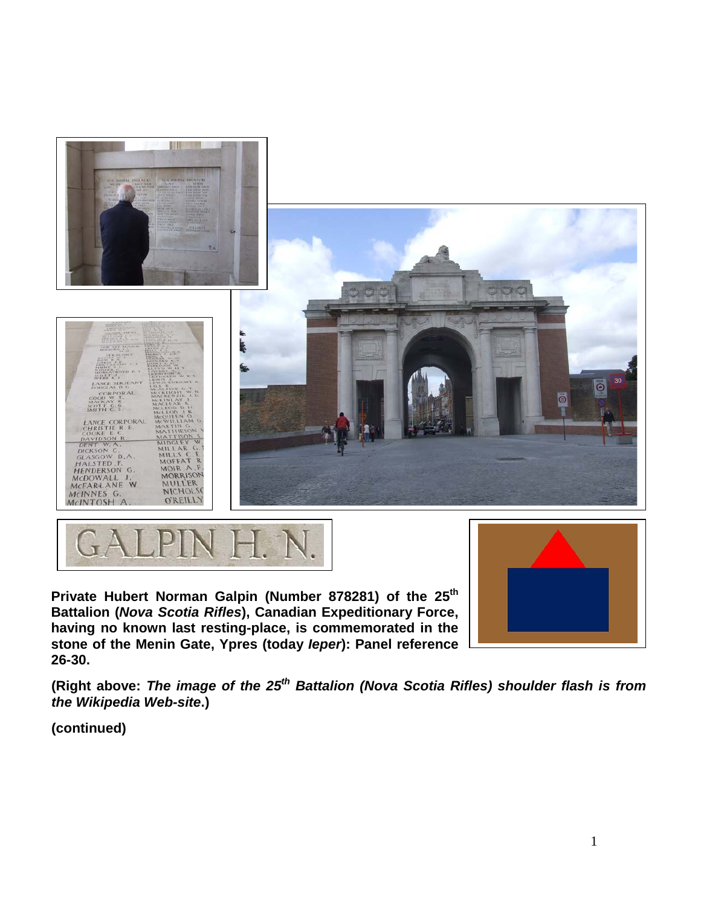**Private Hubert Norman Galpin (Number 878281) of the 25th Battalion (*Nova Scotia Rifles*), Canadian Expeditionary Force, having no known last resting-place, is commemorated in the stone of the Menin Gate, Ypres (today *Ieper*): Panel reference 26-30.**

**(Right above: *The image of the 25th Battalion (Nova Scotia Rifles) shoulder flash is from the Wikipedia Web-site*.)**

**(continued)**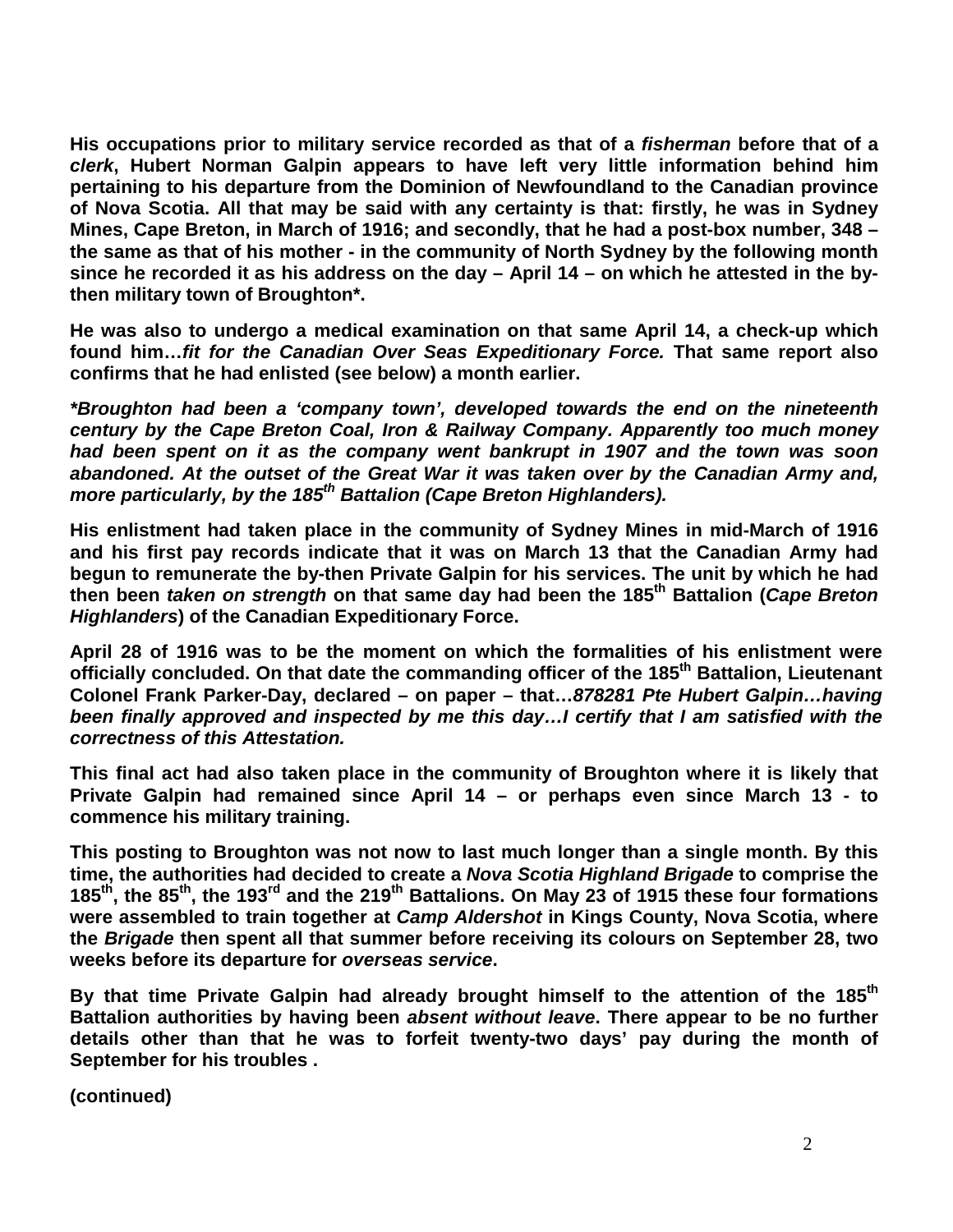**His occupations prior to military service recorded as that of a *fisherman* before that of a *clerk*, Hubert Norman Galpin appears to have left very little information behind him pertaining to his departure from the Dominion of Newfoundland to the Canadian province of Nova Scotia. All that may be said with any certainty is that: firstly, he was in Sydney Mines, Cape Breton, in March of 1916; and secondly, that he had a post-box number, 348 – the same as that of his mother - in the community of North Sydney by the following month since he recorded it as his address on the day – April 14 – on which he attested in the by-then military town of Broughton\*.**

**He was also to undergo a medical examination on that same April 14, a check-up which found him…*fit for the Canadian Over Seas Expeditionary Force.* That same report also confirms that he had enlisted (see below) a month earlier.**

***\*Broughton had been a 'company town', developed towards the end on the nineteenth century by the Cape Breton Coal, Iron & Railway Company. Apparently too much money had been spent on it as the company went bankrupt in 1907 and the town was soon abandoned. At the outset of the Great War it was taken over by the Canadian Army and, more particularly, by the 185th Battalion (Cape Breton Highlanders).***

**His enlistment had taken place in the community of Sydney Mines in mid-March of 1916 and his first pay records indicate that it was on March 13 that the Canadian Army had begun to remunerate the by-then Private Galpin for his services. The unit by which he had then been *taken on strength* on that same day had been the 185th Battalion (*Cape Breton Highlanders*) of the Canadian Expeditionary Force.**

**April 28 of 1916 was to be the moment on which the formalities of his enlistment were officially concluded. On that date the commanding officer of the 185th Battalion, Lieutenant Colonel Frank Parker-Day, declared – on paper – that…*878281 Pte Hubert Galpin…having been finally approved and inspected by me this day…I certify that I am satisfied with the correctness of this Attestation.***

**This final act had also taken place in the community of Broughton where it is likely that Private Galpin had remained since April 14 – or perhaps even since March 13 - to commence his military training.**

**This posting to Broughton was not now to last much longer than a single month. By this time, the authorities had decided to create a *Nova Scotia Highland Brigade* to comprise the 185th, the 85th, the 193rd and the 219th Battalions. On May 23 of 1915 these four formations were assembled to train together at *Camp Aldershot* in Kings County, Nova Scotia, where the *Brigade* then spent all that summer before receiving its colours on September 28, two weeks before its departure for *overseas service*.**

**By that time Private Galpin had already brought himself to the attention of the 185th Battalion authorities by having been *absent without leave*. There appear to be no further details other than that he was to forfeit twenty-two days' pay during the month of September for his troubles .**

**(continued)**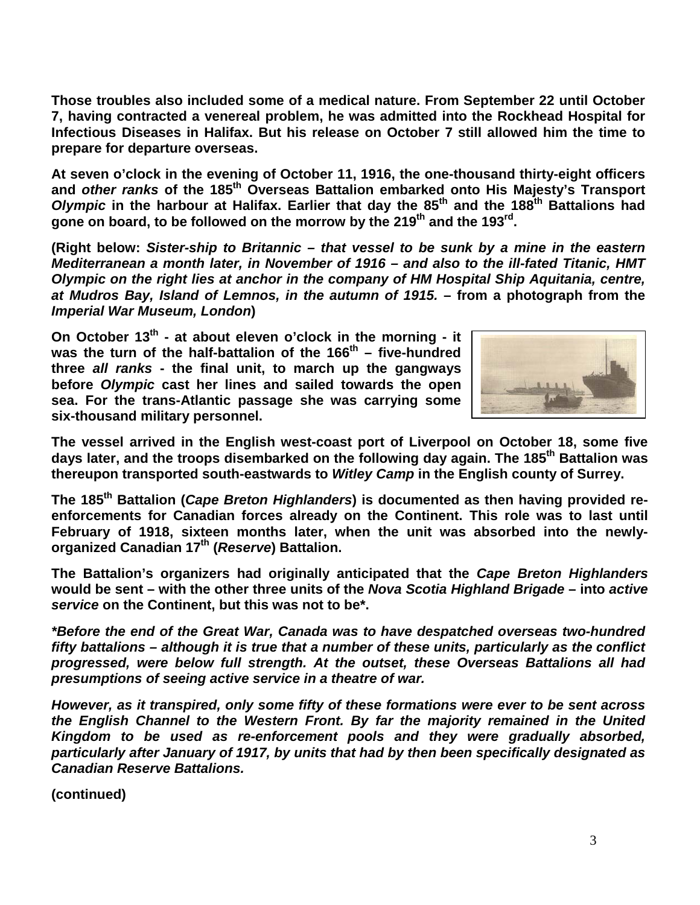**Those troubles also included some of a medical nature. From September 22 until October 7, having contracted a venereal problem, he was admitted into the Rockhead Hospital for Infectious Diseases in Halifax. But his release on October 7 still allowed him the time to prepare for departure overseas.**

**At seven o'clock in the evening of October 11, 1916, the one-thousand thirty-eight officers and *other ranks* of the 185th Overseas Battalion embarked onto His Majesty's Transport *Olympic* in the harbour at Halifax. Earlier that day the 85th and the 188th Battalions had gone on board, to be followed on the morrow by the 219th and the 193rd.**

**(Right below: *Sister-ship to Britannic – that vessel to be sunk by a mine in the eastern Mediterranean a month later, in November of 1916 – and also to the ill-fated Titanic, HMT Olympic on the right lies at anchor in the company of HM Hospital Ship Aquitania, centre, at Mudros Bay, Island of Lemnos, in the autumn of 1915.* – from a photograph from the *Imperial War Museum, London*)**

**On October 13th - at about eleven o'clock in the morning - it was the turn of the half-battalion of the 166th – five-hundred three *all ranks* - the final unit, to march up the gangways before *Olympic* cast her lines and sailed towards the open sea. For the trans-Atlantic passage she was carrying some six-thousand military personnel.**

**The vessel arrived in the English west-coast port of Liverpool on October 18, some five days later, and the troops disembarked on the following day again. The 185th Battalion was thereupon transported south-eastwards to *Witley Camp* in the English county of Surrey.**

**The 185th Battalion (*Cape Breton Highlanders*) is documented as then having provided re-enforcements for Canadian forces already on the Continent. This role was to last until February of 1918, sixteen months later, when the unit was absorbed into the newly-organized Canadian 17th (*Reserve*) Battalion.**

**The Battalion's organizers had originally anticipated that the *Cape Breton Highlanders* would be sent – with the other three units of the *Nova Scotia Highland Brigade* – into *active service* on the Continent, but this was not to be*.**

***\*Before the end of the Great War, Canada was to have despatched overseas two-hundred fifty battalions – although it is true that a number of these units, particularly as the conflict progressed, were below full strength. At the outset, these Overseas Battalions all had presumptions of seeing active service in a theatre of war.***

***However, as it transpired, only some fifty of these formations were ever to be sent across the English Channel to the Western Front. By far the majority remained in the United Kingdom to be used as re-enforcement pools and they were gradually absorbed, particularly after January of 1917, by units that had by then been specifically designated as Canadian Reserve Battalions.***

**(continued)**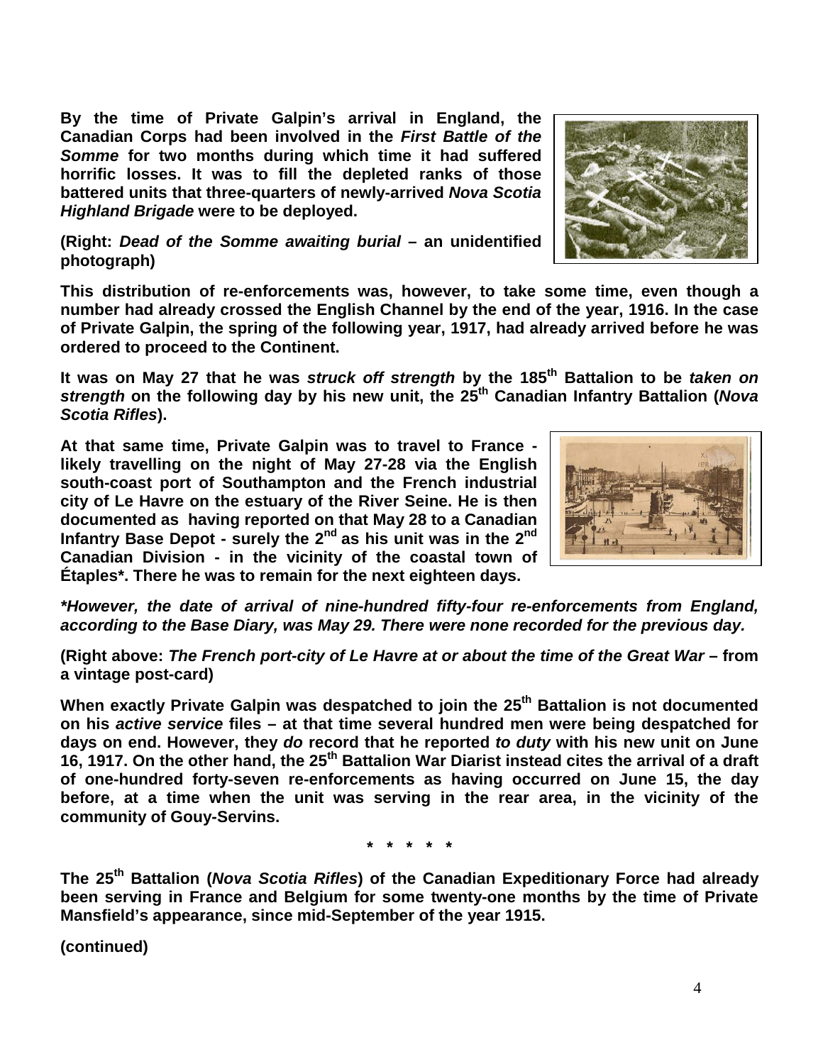**By the time of Private Galpin's arrival in England, the Canadian Corps had been involved in the *First Battle of the Somme* for two months during which time it had suffered horrific losses. It was to fill the depleted ranks of those battered units that three-quarters of newly-arrived *Nova Scotia Highland Brigade* were to be deployed.**

**(Right: *Dead of the Somme awaiting burial* – an unidentified photograph)**

**This distribution of re-enforcements was, however, to take some time, even though a number had already crossed the English Channel by the end of the year, 1916. In the case of Private Galpin, the spring of the following year, 1917, had already arrived before he was ordered to proceed to the Continent.**

**It was on May 27 that he was *struck off strength* by the 185th Battalion to be *taken on strength* on the following day by his new unit, the 25th Canadian Infantry Battalion (*Nova Scotia Rifles*).**

**At that same time, Private Galpin was to travel to France - likely travelling on the night of May 27-28 via the English south-coast port of Southampton and the French industrial city of Le Havre on the estuary of the River Seine. He is then documented as having reported on that May 28 to a Canadian Infantry Base Depot - surely the 2nd as his unit was in the 2nd Canadian Division - in the vicinity of the coastal town of Étaples\*. There he was to remain for the next eighteen days.**

***\*However, the date of arrival of nine-hundred fifty-four re-enforcements from England, according to the Base Diary, was May 29. There were none recorded for the previous day.***

**(Right above: *The French port-city of Le Havre at or about the time of the Great War* – from a vintage post-card)**

**When exactly Private Galpin was despatched to join the 25th Battalion is not documented on his *active service* files – at that time several hundred men were being despatched for days on end. However, they *do* record that he reported *to duty* with his new unit on June 16, 1917. On the other hand, the 25th Battalion War Diarist instead cites the arrival of a draft of one-hundred forty-seven re-enforcements as having occurred on June 15, the day before, at a time when the unit was serving in the rear area, in the vicinity of the community of Gouy-Servins.**

**\* \* \* \* \***

**The 25th Battalion (*Nova Scotia Rifles*) of the Canadian Expeditionary Force had already been serving in France and Belgium for some twenty-one months by the time of Private Mansfield's appearance, since mid-September of the year 1915.**

**(continued)**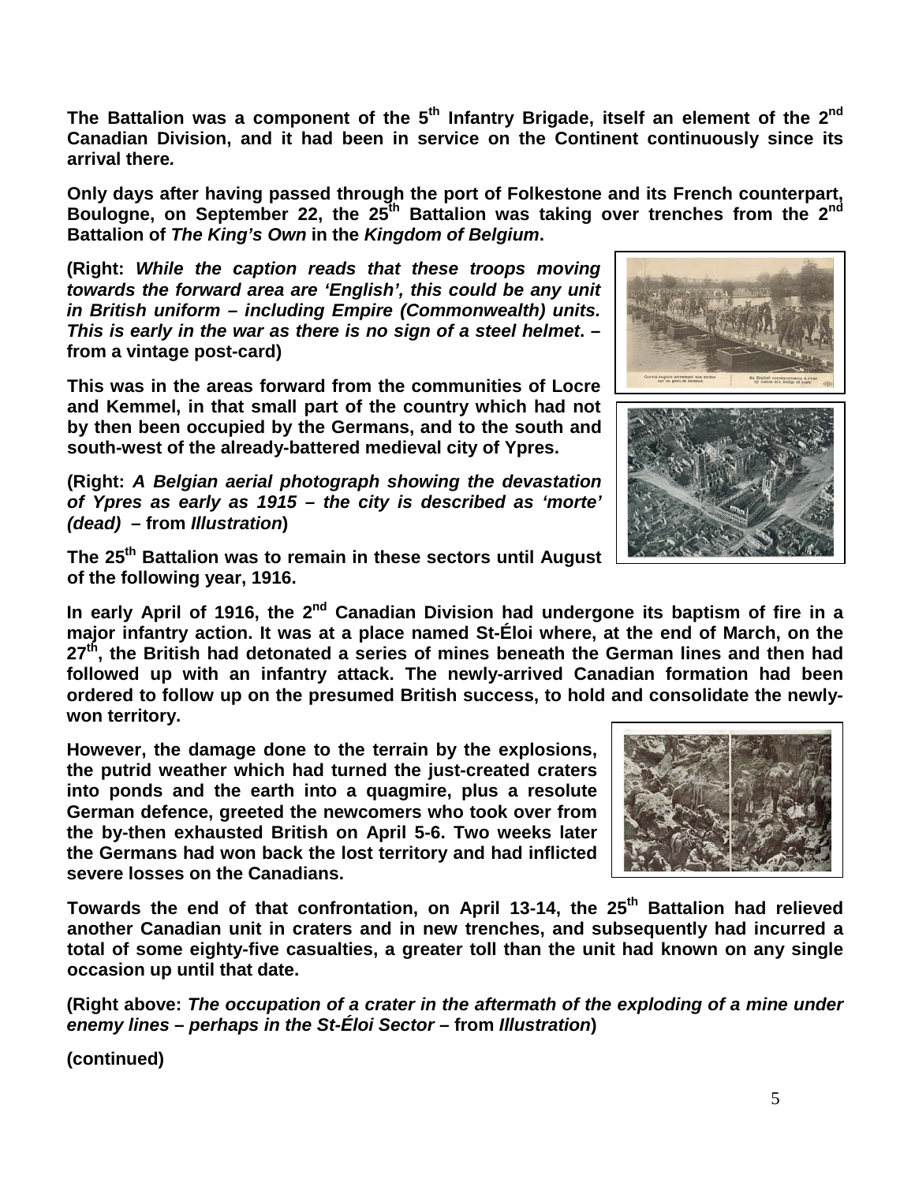**The Battalion was a component of the 5th Infantry Brigade, itself an element of the 2nd Canadian Division, and it had been in service on the Continent continuously since its arrival there.**

**Only days after having passed through the port of Folkestone and its French counterpart, Boulogne, on September 22, the 25th Battalion was taking over trenches from the 2nd Battalion of *The King's Own* in the *Kingdom of Belgium*.**

**(Right: *While the caption reads that these troops moving towards the forward area are 'English', this could be any unit in British uniform – including Empire (Commonwealth) units. This is early in the war as there is no sign of a steel helmet*. – from a vintage post-card)**

**This was in the areas forward from the communities of Locre and Kemmel, in that small part of the country which had not by then been occupied by the Germans, and to the south and south-west of the already-battered medieval city of Ypres.**

**(Right: *A Belgian aerial photograph showing the devastation of Ypres as early as 1915 – the city is described as 'morte' (dead)* – from *Illustration*)**

**The 25th Battalion was to remain in these sectors until August of the following year, 1916.**

**In early April of 1916, the 2nd Canadian Division had undergone its baptism of fire in a major infantry action. It was at a place named St-Éloi where, at the end of March, on the 27th, the British had detonated a series of mines beneath the German lines and then had followed up with an infantry attack. The newly-arrived Canadian formation had been ordered to follow up on the presumed British success, to hold and consolidate the newly-won territory.**

**However, the damage done to the terrain by the explosions, the putrid weather which had turned the just-created craters into ponds and the earth into a quagmire, plus a resolute German defence, greeted the newcomers who took over from the by-then exhausted British on April 5-6. Two weeks later the Germans had won back the lost territory and had inflicted severe losses on the Canadians.**

**Towards the end of that confrontation, on April 13-14, the 25th Battalion had relieved another Canadian unit in craters and in new trenches, and subsequently had incurred a total of some eighty-five casualties, a greater toll than the unit had known on any single occasion up until that date.**

**(Right above: *The occupation of a crater in the aftermath of the exploding of a mine under enemy lines – perhaps in the St-Éloi Sector* – from *Illustration*)**

**(continued)**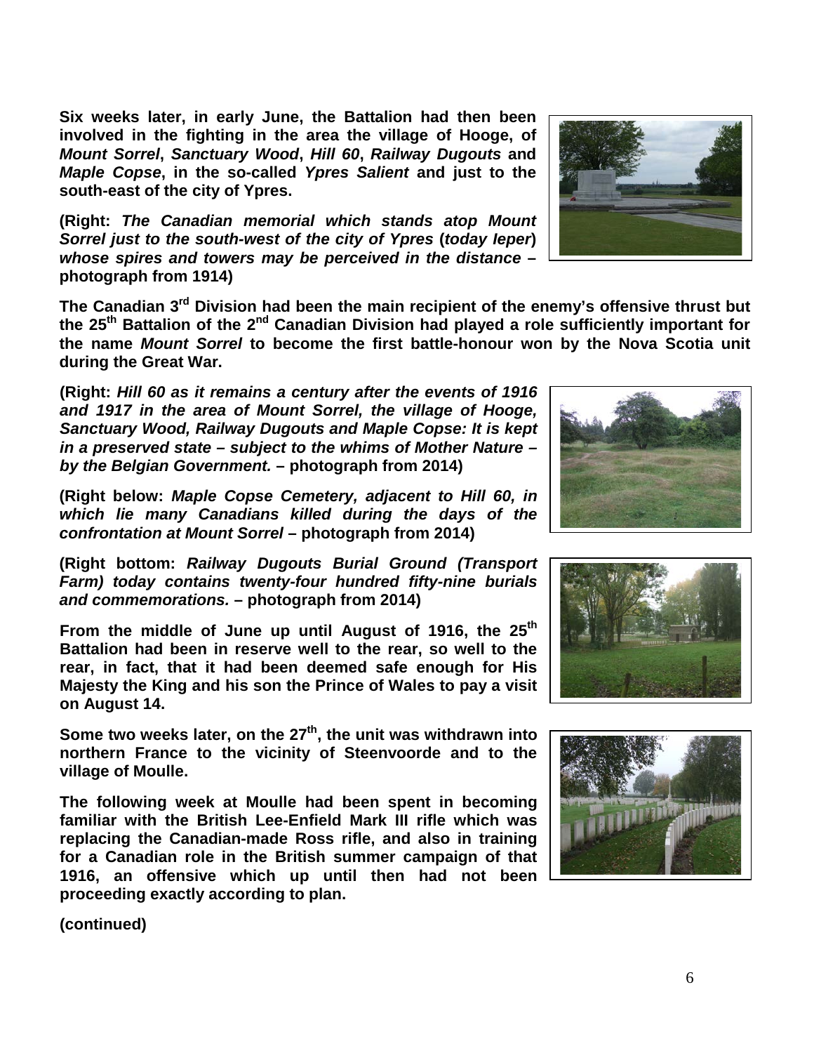**Six weeks later, in early June, the Battalion had then been involved in the fighting in the area the village of Hooge, of *Mount Sorrel*, *Sanctuary Wood*, *Hill 60*, *Railway Dugouts* and *Maple Copse*, in the so-called *Ypres Salient* and just to the south-east of the city of Ypres.**

**(Right: *The Canadian memorial which stands atop Mount Sorrel just to the south-west of the city of Ypres* (*today Ieper*) *whose spires and towers may be perceived in the distance* – photograph from 1914)**

**The Canadian 3rd Division had been the main recipient of the enemy's offensive thrust but the 25th Battalion of the 2nd Canadian Division had played a role sufficiently important for the name *Mount Sorrel* to become the first battle-honour won by the Nova Scotia unit during the Great War.**

**(Right: *Hill 60 as it remains a century after the events of 1916 and 1917 in the area of Mount Sorrel, the village of Hooge, Sanctuary Wood, Railway Dugouts and Maple Copse: It is kept in a preserved state – subject to the whims of Mother Nature – by the Belgian Government.* – photograph from 2014)**

**(Right below: *Maple Copse Cemetery, adjacent to Hill 60, in which lie many Canadians killed during the days of the confrontation at Mount Sorrel* – photograph from 2014)**

**(Right bottom: *Railway Dugouts Burial Ground (Transport Farm) today contains twenty-four hundred fifty-nine burials and commemorations.* – photograph from 2014)**

**From the middle of June up until August of 1916, the 25th Battalion had been in reserve well to the rear, so well to the rear, in fact, that it had been deemed safe enough for His Majesty the King and his son the Prince of Wales to pay a visit on August 14.**

**Some two weeks later, on the 27th, the unit was withdrawn into northern France to the vicinity of Steenvoorde and to the village of Moulle.**

**The following week at Moulle had been spent in becoming familiar with the British Lee-Enfield Mark III rifle which was replacing the Canadian-made Ross rifle, and also in training for a Canadian role in the British summer campaign of that 1916, an offensive which up until then had not been proceeding exactly according to plan.**

**(continued)**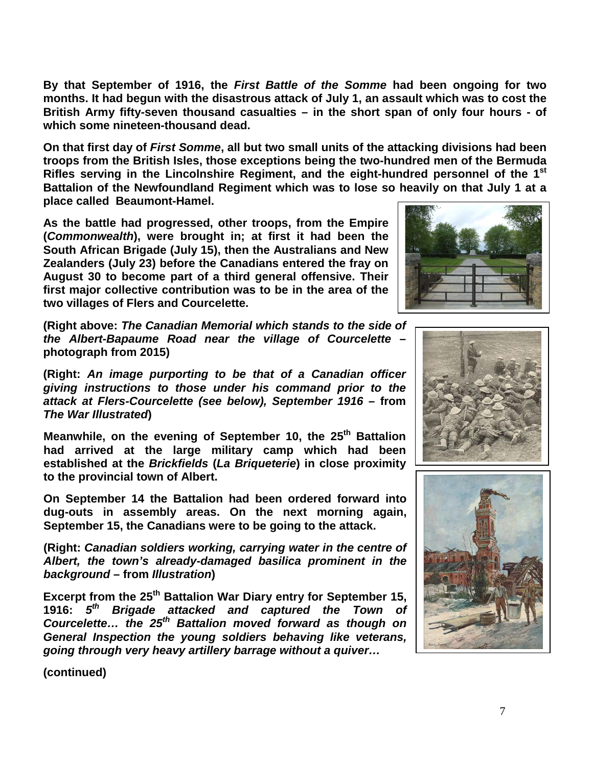**By that September of 1916, the *First Battle of the Somme* had been ongoing for two months. It had begun with the disastrous attack of July 1, an assault which was to cost the British Army fifty-seven thousand casualties – in the short span of only four hours - of which some nineteen-thousand dead.**

**On that first day of *First Somme*, all but two small units of the attacking divisions had been troops from the British Isles, those exceptions being the two-hundred men of the Bermuda Rifles serving in the Lincolnshire Regiment, and the eight-hundred personnel of the 1st Battalion of the Newfoundland Regiment which was to lose so heavily on that July 1 at a place called Beaumont-Hamel.**

**As the battle had progressed, other troops, from the Empire (*Commonwealth*), were brought in; at first it had been the South African Brigade (July 15), then the Australians and New Zealanders (July 23) before the Canadians entered the fray on August 30 to become part of a third general offensive. Their first major collective contribution was to be in the area of the two villages of Flers and Courcelette.**

**(Right above: *The Canadian Memorial which stands to the side of the Albert-Bapaume Road near the village of Courcelette* – photograph from 2015)**

**(Right: *An image purporting to be that of a Canadian officer giving instructions to those under his command prior to the attack at Flers-Courcelette (see below), September 1916* – from *The War Illustrated*)**

**Meanwhile, on the evening of September 10, the 25th Battalion had arrived at the large military camp which had been established at the *Brickfields* (*La Briqueterie*) in close proximity to the provincial town of Albert.**

**On September 14 the Battalion had been ordered forward into dug-outs in assembly areas. On the next morning again, September 15, the Canadians were to be going to the attack.**

**(Right: *Canadian soldiers working, carrying water in the centre of Albert, the town's already-damaged basilica prominent in the background* – from *Illustration*)**

**Excerpt from the 25th Battalion War Diary entry for September 15, 1916: *5th Brigade attacked and captured the Town of Courcelette… the 25th Battalion moved forward as though on General Inspection the young soldiers behaving like veterans, going through very heavy artillery barrage without a quiver…***

**(continued)**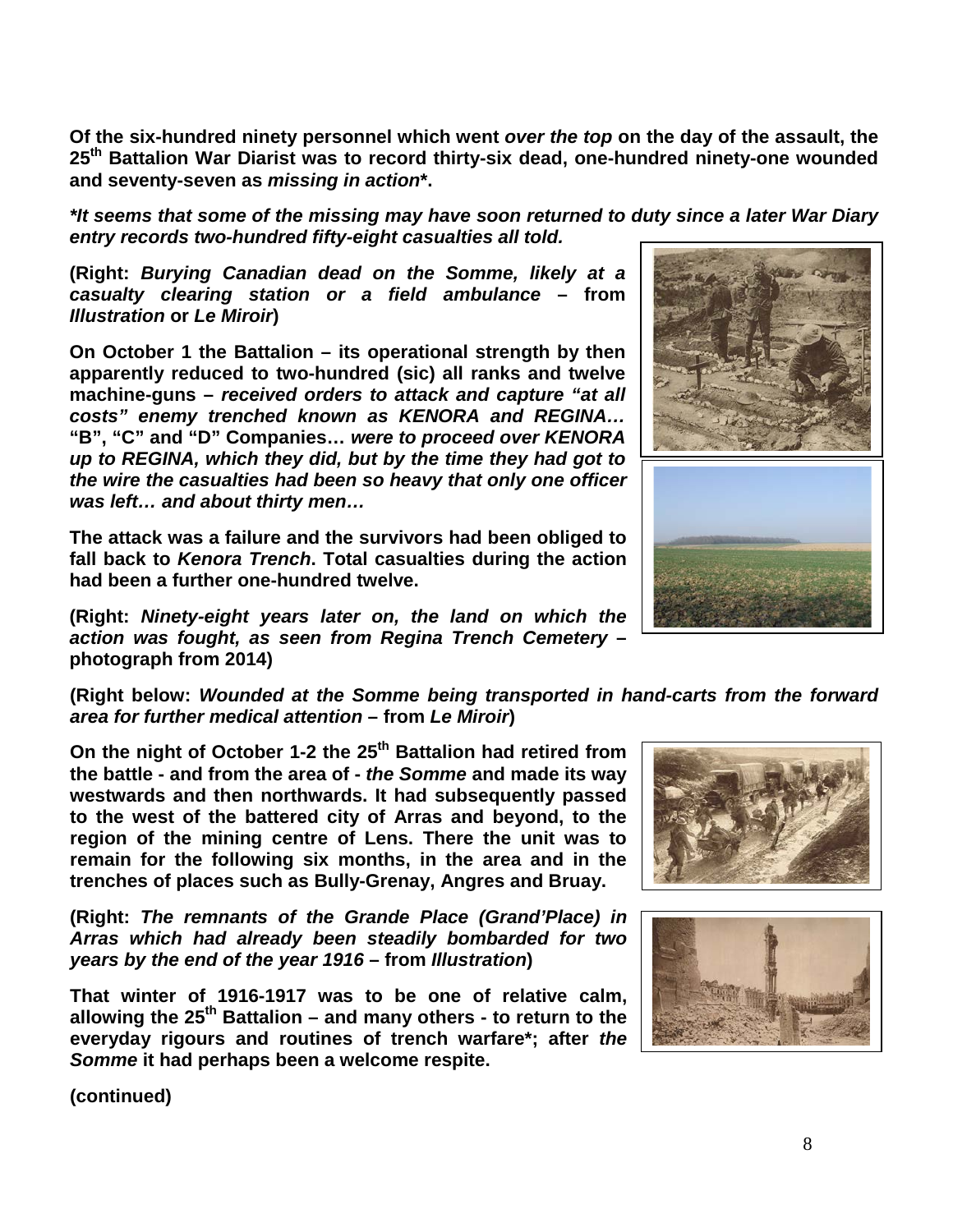**Of the six-hundred ninety personnel which went *over the top* on the day of the assault, the 25th Battalion War Diarist was to record thirty-six dead, one-hundred ninety-one wounded and seventy-seven as *missing in action*\*.**

***\*It seems that some of the missing may have soon returned to duty since a later War Diary entry records two-hundred fifty-eight casualties all told.***

**(Right: *Burying Canadian dead on the Somme, likely at a casualty clearing station or a field ambulance* – from *Illustration* or *Le Miroir*)**

**On October 1 the Battalion – its operational strength by then apparently reduced to two-hundred (sic) all ranks and twelve machine-guns – *received orders to attack and capture "at all costs" enemy trenched known as KENORA and REGINA…* "B", "C" and "D" Companies… *were to proceed over KENORA up to REGINA, which they did, but by the time they had got to the wire the casualties had been so heavy that only one officer was left… and about thirty men…***

**The attack was a failure and the survivors had been obliged to fall back to *Kenora Trench*. Total casualties during the action had been a further one-hundred twelve.**

**(Right: *Ninety-eight years later on, the land on which the action was fought, as seen from Regina Trench Cemetery* – photograph from 2014)**

**(Right below: *Wounded at the Somme being transported in hand-carts from the forward area for further medical attention* – from *Le Miroir*)**

**On the night of October 1-2 the 25th Battalion had retired from the battle - and from the area of - *the Somme* and made its way westwards and then northwards. It had subsequently passed to the west of the battered city of Arras and beyond, to the region of the mining centre of Lens. There the unit was to remain for the following six months, in the area and in the trenches of places such as Bully-Grenay, Angres and Bruay.**

**(Right: *The remnants of the Grande Place (Grand'Place) in Arras which had already been steadily bombarded for two years by the end of the year 1916* – from *Illustration*)**

**That winter of 1916-1917 was to be one of relative calm, allowing the 25th Battalion – and many others - to return to the everyday rigours and routines of trench warfare\*; after *the Somme* it had perhaps been a welcome respite.**

**(continued)**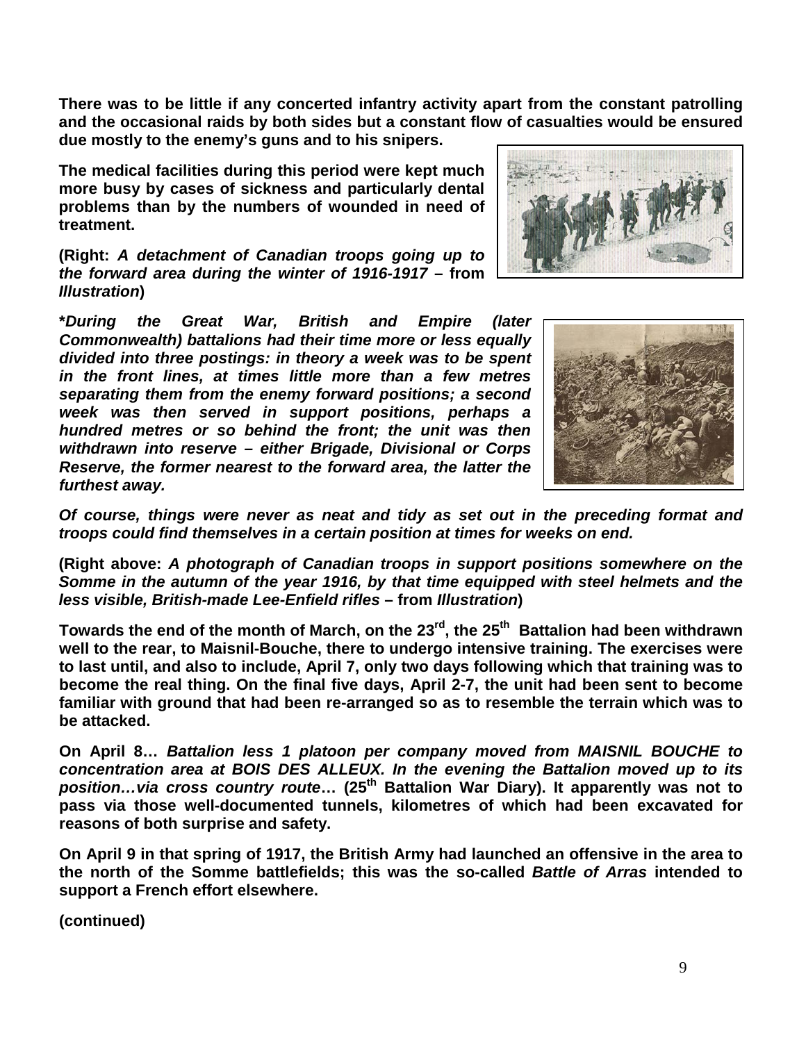**There was to be little if any concerted infantry activity apart from the constant patrolling and the occasional raids by both sides but a constant flow of casualties would be ensured due mostly to the enemy's guns and to his snipers.**

**The medical facilities during this period were kept much more busy by cases of sickness and particularly dental problems than by the numbers of wounded in need of treatment.**

**(Right: *A detachment of Canadian troops going up to the forward area during the winter of 1916-1917* – from *Illustration*)**

***During the Great War, British and Empire (later Commonwealth) battalions had their time more or less equally divided into three postings: in theory a week was to be spent in the front lines, at times little more than a few metres separating them from the enemy forward positions; a second week was then served in support positions, perhaps a hundred metres or so behind the front; the unit was then withdrawn into reserve – either Brigade, Divisional or Corps Reserve, the former nearest to the forward area, the latter the furthest away.***

***Of course, things were never as neat and tidy as set out in the preceding format and troops could find themselves in a certain position at times for weeks on end.***

**(Right above: *A photograph of Canadian troops in support positions somewhere on the Somme in the autumn of the year 1916, by that time equipped with steel helmets and the less visible, British-made Lee-Enfield rifles* – from *Illustration*)**

**Towards the end of the month of March, on the 23rd, the 25th Battalion had been withdrawn well to the rear, to Maisnil-Bouche, there to undergo intensive training. The exercises were to last until, and also to include, April 7, only two days following which that training was to become the real thing. On the final five days, April 2-7, the unit had been sent to become familiar with ground that had been re-arranged so as to resemble the terrain which was to be attacked.**

**On April 8…** ***Battalion less 1 platoon per company moved from MAISNIL BOUCHE to concentration area at BOIS DES ALLEUX. In the evening the Battalion moved up to its position…via cross country route*** **… (25th Battalion War Diary). It apparently was not to pass via those well-documented tunnels, kilometres of which had been excavated for reasons of both surprise and safety.**

**On April 9 in that spring of 1917, the British Army had launched an offensive in the area to the north of the Somme battlefields; this was the so-called *Battle of Arras* intended to support a French effort elsewhere.**

**(continued)**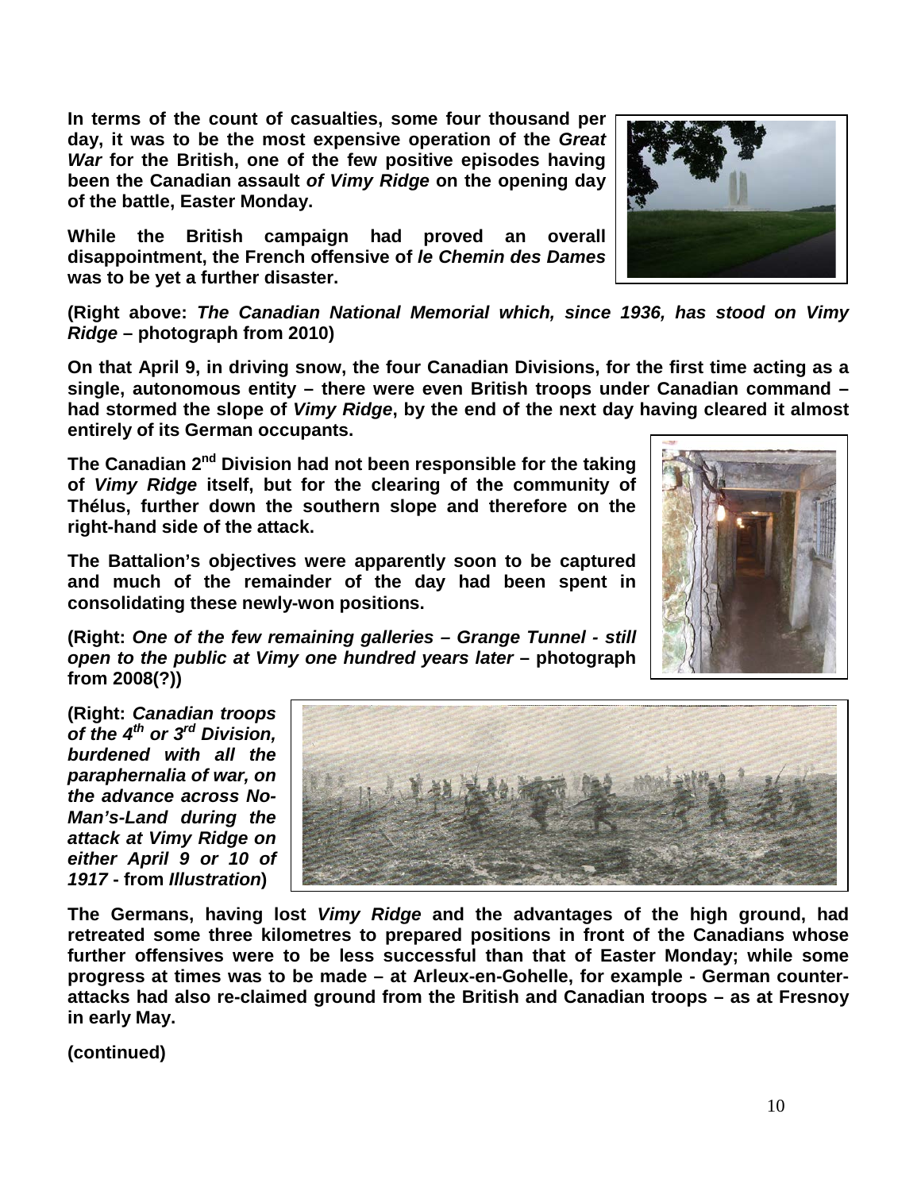**In terms of the count of casualties, some four thousand per day, it was to be the most expensive operation of the *Great War* for the British, one of the few positive episodes having been the Canadian assault *of Vimy Ridge* on the opening day of the battle, Easter Monday.**

**While the British campaign had proved an overall disappointment, the French offensive of *le Chemin des Dames* was to be yet a further disaster.**

**(Right above: *The Canadian National Memorial which, since 1936, has stood on Vimy Ridge* – photograph from 2010)**

**On that April 9, in driving snow, the four Canadian Divisions, for the first time acting as a single, autonomous entity – there were even British troops under Canadian command – had stormed the slope of *Vimy Ridge*, by the end of the next day having cleared it almost entirely of its German occupants.**

**The Canadian 2nd Division had not been responsible for the taking of *Vimy Ridge* itself, but for the clearing of the community of Thélus, further down the southern slope and therefore on the right-hand side of the attack.**

**The Battalion's objectives were apparently soon to be captured and much of the remainder of the day had been spent in consolidating these newly-won positions.**

**(Right: *One of the few remaining galleries – Grange Tunnel - still open to the public at Vimy one hundred years later* – photograph from 2008(?))**

**(Right: *Canadian troops of the 4th or 3rd Division, burdened with all the paraphernalia of war, on the advance across No-Man's-Land during the attack at Vimy Ridge on either April 9 or 10 of 1917* - from *Illustration*)**

**The Germans, having lost *Vimy Ridge* and the advantages of the high ground, had retreated some three kilometres to prepared positions in front of the Canadians whose further offensives were to be less successful than that of Easter Monday; while some progress at times was to be made – at Arleux-en-Gohelle, for example - German counter-attacks had also re-claimed ground from the British and Canadian troops – as at Fresnoy in early May.**

**(continued)**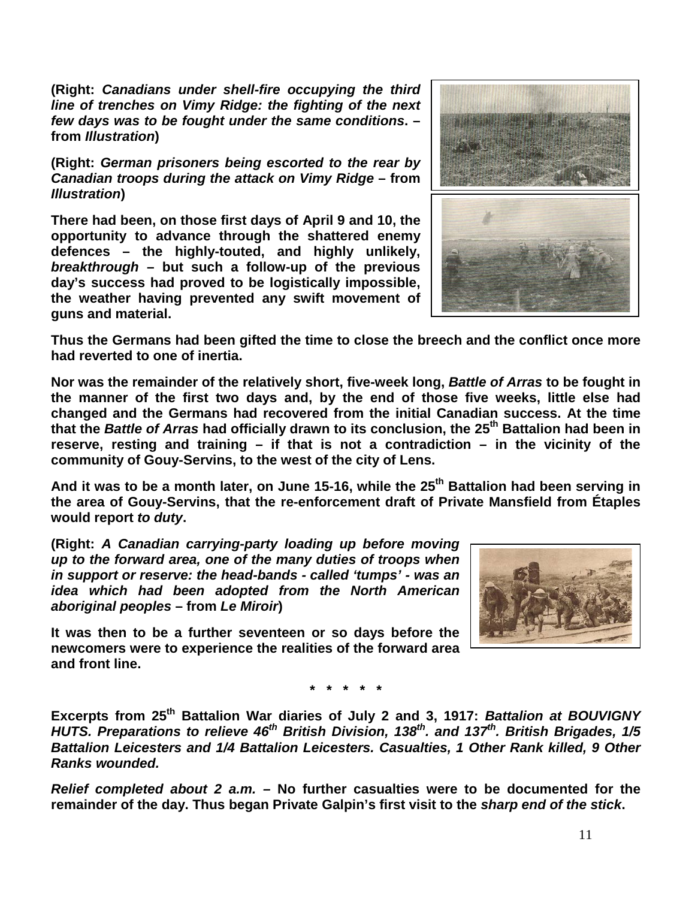**(Right: *Canadians under shell-fire occupying the third line of trenches on Vimy Ridge: the fighting of the next few days was to be fought under the same conditions*. – from *Illustration*)**

**(Right: *German prisoners being escorted to the rear by Canadian troops during the attack on Vimy Ridge* – from *Illustration*)**

**There had been, on those first days of April 9 and 10, the opportunity to advance through the shattered enemy defences – the highly-touted, and highly unlikely, *breakthrough* – but such a follow-up of the previous day's success had proved to be logistically impossible, the weather having prevented any swift movement of guns and material.**

**Thus the Germans had been gifted the time to close the breech and the conflict once more had reverted to one of inertia.**

**Nor was the remainder of the relatively short, five-week long, *Battle of Arras* to be fought in the manner of the first two days and, by the end of those five weeks, little else had changed and the Germans had recovered from the initial Canadian success. At the time that the *Battle of Arras* had officially drawn to its conclusion, the 25th Battalion had been in reserve, resting and training – if that is not a contradiction – in the vicinity of the community of Gouy-Servins, to the west of the city of Lens.**

**And it was to be a month later, on June 15-16, while the 25th Battalion had been serving in the area of Gouy-Servins, that the re-enforcement draft of Private Mansfield from Étaples would report *to duty*.**

**(Right: *A Canadian carrying-party loading up before moving up to the forward area, one of the many duties of troops when in support or reserve: the head-bands - called 'tumps' - was an idea which had been adopted from the North American aboriginal peoples* – from *Le Miroir*)**

**It was then to be a further seventeen or so days before the newcomers were to experience the realities of the forward area and front line.**

**\* \* \* \* \***

**Excerpts from 25th Battalion War diaries of July 2 and 3, 1917: *Battalion at BOUVIGNY HUTS. Preparations to relieve 46th British Division, 138th. and 137th. British Brigades, 1/5 Battalion Leicesters and 1/4 Battalion Leicesters. Casualties, 1 Other Rank killed, 9 Other Ranks wounded.***

***Relief completed about 2 a.m.* – No further casualties were to be documented for the remainder of the day. Thus began Private Galpin's first visit to the *sharp end of the stick*.**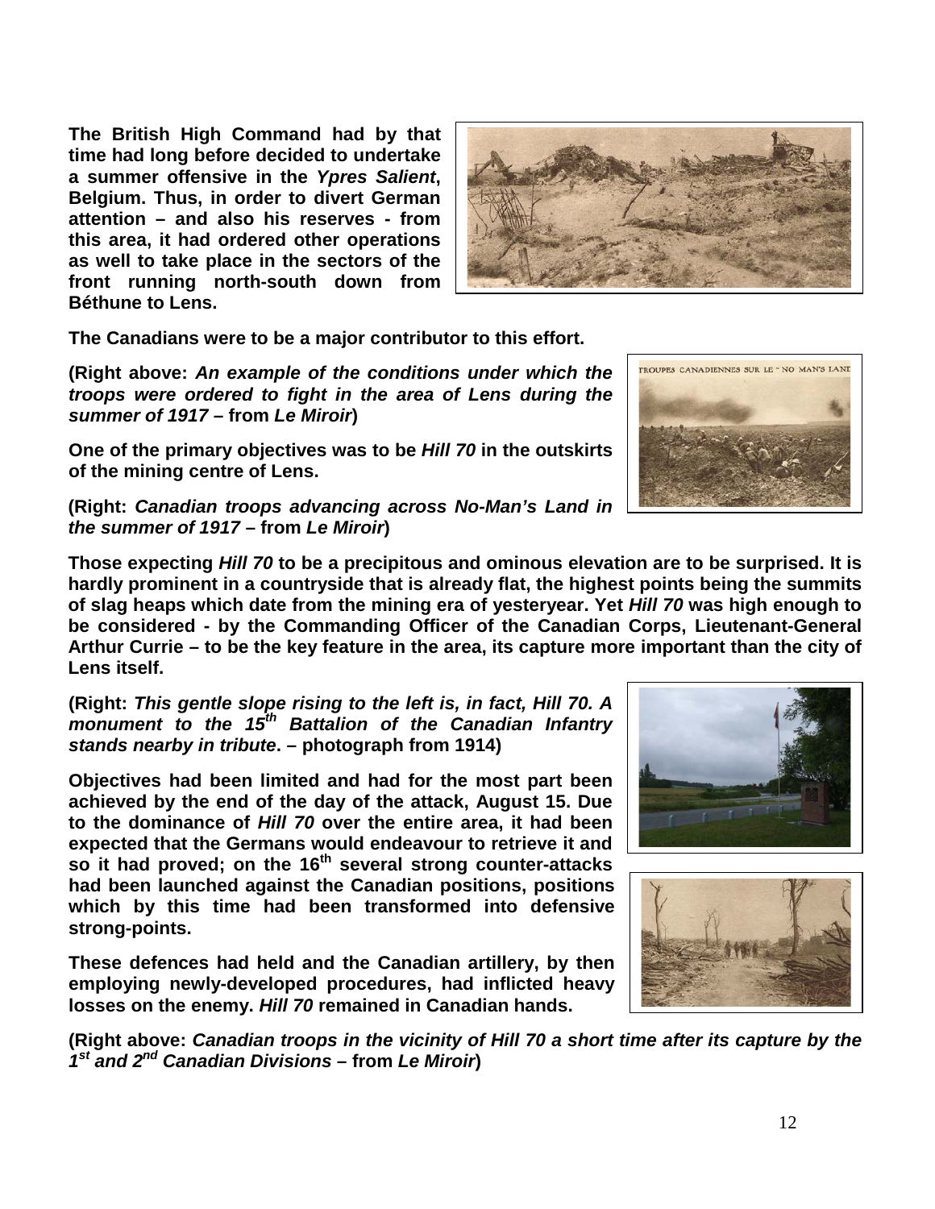**The British High Command had by that time had long before decided to undertake a summer offensive in the *Ypres Salient*, Belgium. Thus, in order to divert German attention – and also his reserves - from this area, it had ordered other operations as well to take place in the sectors of the front running north-south down from Béthune to Lens.**

**The Canadians were to be a major contributor to this effort.**

**(Right above: *An example of the conditions under which the troops were ordered to fight in the area of Lens during the summer of 1917* – from *Le Miroir*)**

**One of the primary objectives was to be *Hill 70* in the outskirts of the mining centre of Lens.**

**(Right: *Canadian troops advancing across No-Man's Land in the summer of 1917* – from *Le Miroir*)**

**Those expecting *Hill 70* to be a precipitous and ominous elevation are to be surprised. It is hardly prominent in a countryside that is already flat, the highest points being the summits of slag heaps which date from the mining era of yesteryear. Yet *Hill 70* was high enough to be considered - by the Commanding Officer of the Canadian Corps, Lieutenant-General Arthur Currie – to be the key feature in the area, its capture more important than the city of Lens itself.**

**(Right: *This gentle slope rising to the left is, in fact, Hill 70. A monument to the 15th Battalion of the Canadian Infantry stands nearby in tribute*. – photograph from 1914)**

**Objectives had been limited and had for the most part been achieved by the end of the day of the attack, August 15. Due to the dominance of *Hill 70* over the entire area, it had been expected that the Germans would endeavour to retrieve it and so it had proved; on the 16th several strong counter-attacks had been launched against the Canadian positions, positions which by this time had been transformed into defensive strong-points.**

**These defences had held and the Canadian artillery, by then employing newly-developed procedures, had inflicted heavy losses on the enemy. *Hill 70* remained in Canadian hands.**

**(Right above: *Canadian troops in the vicinity of Hill 70 a short time after its capture by the 1st and 2nd Canadian Divisions* – from *Le Miroir*)**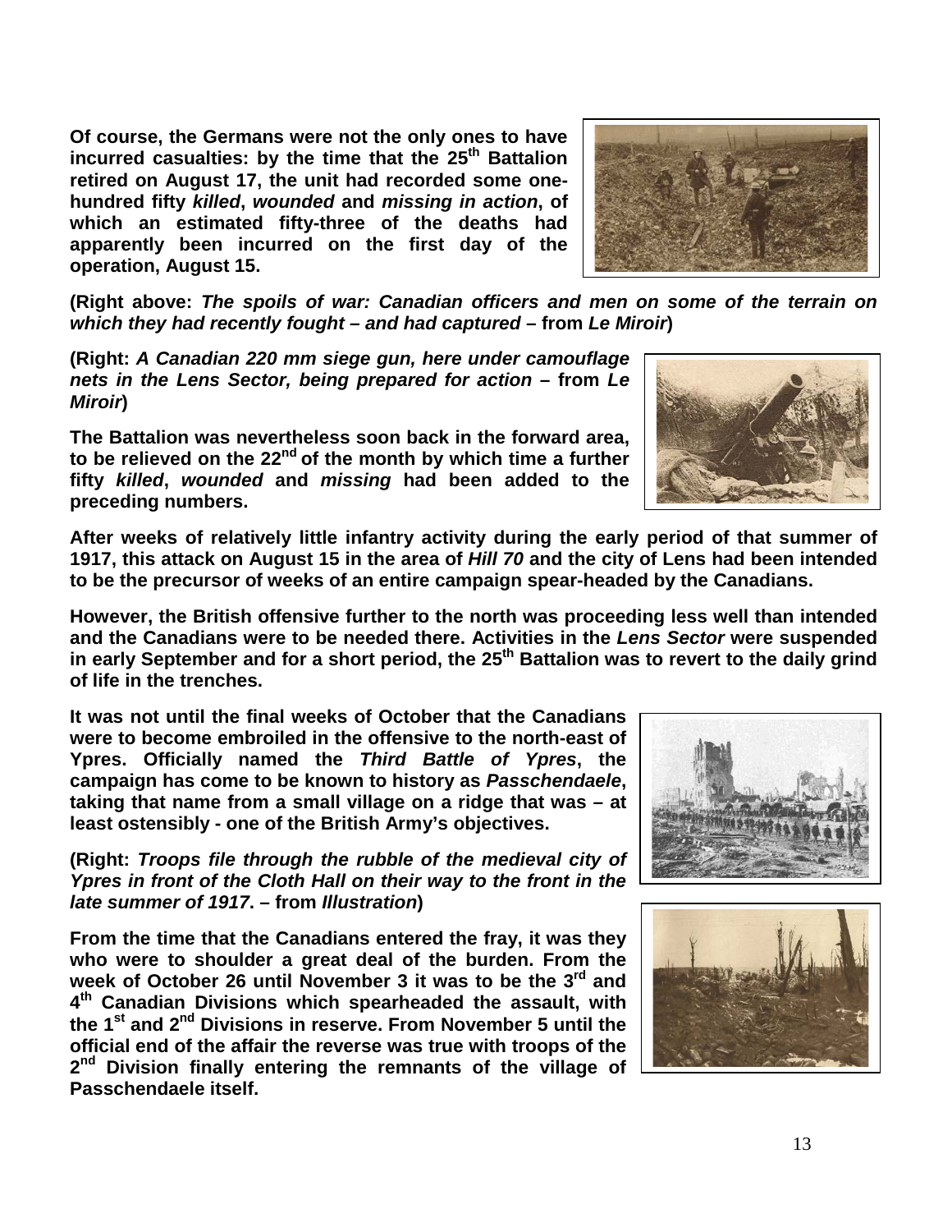**Of course, the Germans were not the only ones to have incurred casualties: by the time that the 25th Battalion retired on August 17, the unit had recorded some one-hundred fifty *killed*, *wounded* and *missing in action*, of which an estimated fifty-three of the deaths had apparently been incurred on the first day of the operation, August 15.**

**(Right above: *The spoils of war: Canadian officers and men on some of the terrain on which they had recently fought – and had captured* – from *Le Miroir*)**

**(Right: *A Canadian 220 mm siege gun, here under camouflage nets in the Lens Sector, being prepared for action* – from *Le Miroir*)**

**The Battalion was nevertheless soon back in the forward area, to be relieved on the 22nd of the month by which time a further fifty *killed*, *wounded* and *missing* had been added to the preceding numbers.**

**After weeks of relatively little infantry activity during the early period of that summer of 1917, this attack on August 15 in the area of *Hill 70* and the city of Lens had been intended to be the precursor of weeks of an entire campaign spear-headed by the Canadians.**

**However, the British offensive further to the north was proceeding less well than intended and the Canadians were to be needed there. Activities in the *Lens Sector* were suspended in early September and for a short period, the 25th Battalion was to revert to the daily grind of life in the trenches.**

**It was not until the final weeks of October that the Canadians were to become embroiled in the offensive to the north-east of Ypres. Officially named the *Third Battle of Ypres*, the campaign has come to be known to history as *Passchendaele*, taking that name from a small village on a ridge that was – at least ostensibly - one of the British Army's objectives.**

**(Right: *Troops file through the rubble of the medieval city of Ypres in front of the Cloth Hall on their way to the front in the late summer of 1917*. – from *Illustration*)**

**From the time that the Canadians entered the fray, it was they who were to shoulder a great deal of the burden. From the week of October 26 until November 3 it was to be the 3rd and 4th Canadian Divisions which spearheaded the assault, with the 1st and 2nd Divisions in reserve. From November 5 until the official end of the affair the reverse was true with troops of the 2nd Division finally entering the remnants of the village of Passchendaele itself.**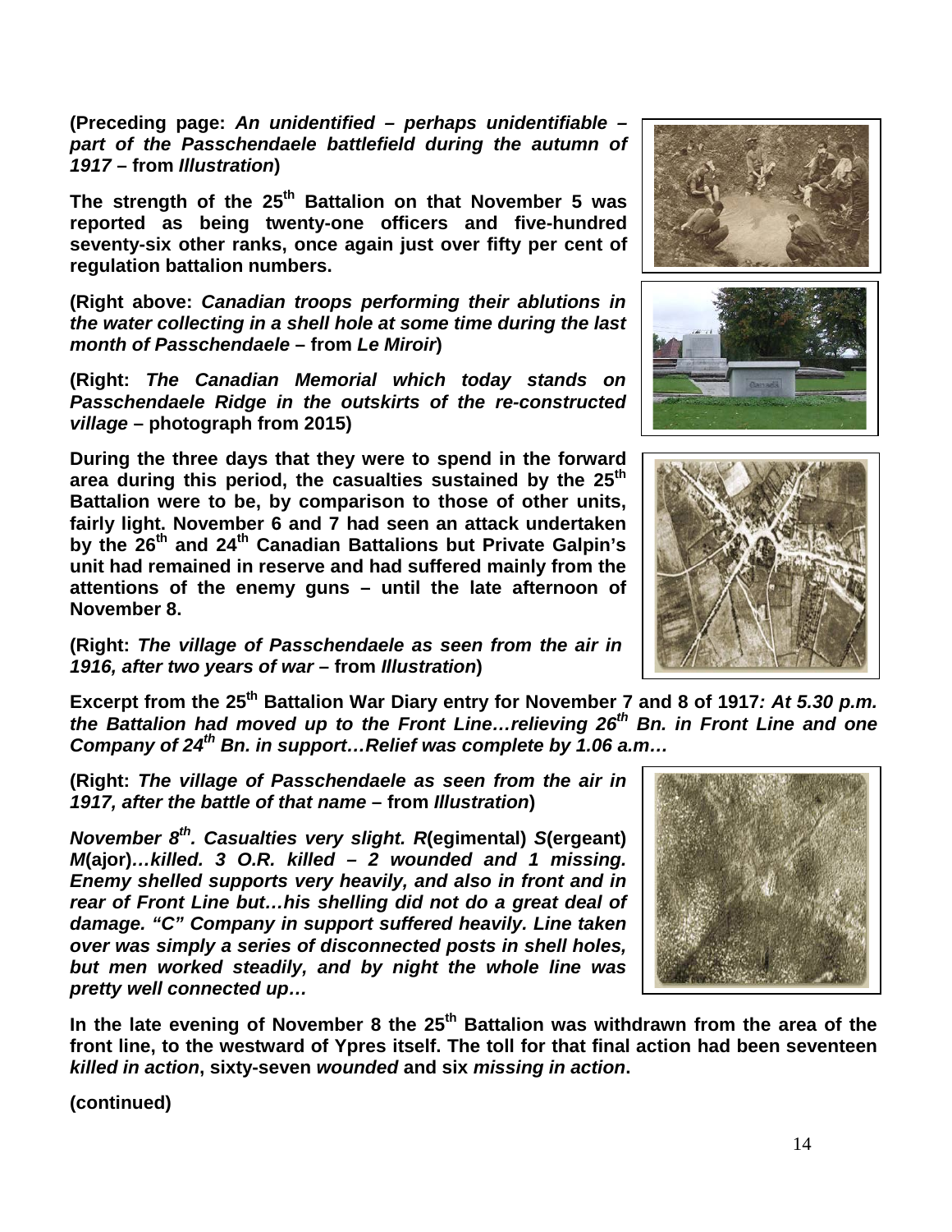**(Preceding page: *An unidentified – perhaps unidentifiable – part of the Passchendaele battlefield during the autumn of 1917* – from *Illustration*)**

**The strength of the 25th Battalion on that November 5 was reported as being twenty-one officers and five-hundred seventy-six other ranks, once again just over fifty per cent of regulation battalion numbers.**

**(Right above: *Canadian troops performing their ablutions in the water collecting in a shell hole at some time during the last month of Passchendaele* – from *Le Miroir*)**

**(Right: *The Canadian Memorial which today stands on Passchendaele Ridge in the outskirts of the re-constructed village* – photograph from 2015)**

**During the three days that they were to spend in the forward area during this period, the casualties sustained by the 25th Battalion were to be, by comparison to those of other units, fairly light. November 6 and 7 had seen an attack undertaken by the 26th and 24th Canadian Battalions but Private Galpin's unit had remained in reserve and had suffered mainly from the attentions of the enemy guns – until the late afternoon of November 8.**

**(Right: *The village of Passchendaele as seen from the air in 1916, after two years of war* – from *Illustration*)**

**Excerpt from the 25th Battalion War Diary entry for November 7 and 8 of 1917*: At 5.30 p.m. the Battalion had moved up to the Front Line…relieving 26th Bn. in Front Line and one Company of 24th Bn. in support…Relief was complete by 1.06 a.m…***

**(Right: *The village of Passchendaele as seen from the air in 1917, after the battle of that name* – from *Illustration*)**

***November 8th. Casualties very slight. R*(egimental) *S*(ergeant) *M*(ajor)*…killed. 3 O.R. killed – 2 wounded and 1 missing. Enemy shelled supports very heavily, and also in front and in rear of Front Line but…his shelling did not do a great deal of damage. "C" Company in support suffered heavily. Line taken over was simply a series of disconnected posts in shell holes, but men worked steadily, and by night the whole line was pretty well connected up…***

**In the late evening of November 8 the 25th Battalion was withdrawn from the area of the front line, to the westward of Ypres itself. The toll for that final action had been seventeen *killed in action*, sixty-seven *wounded* and six *missing in action*.**

**(continued)**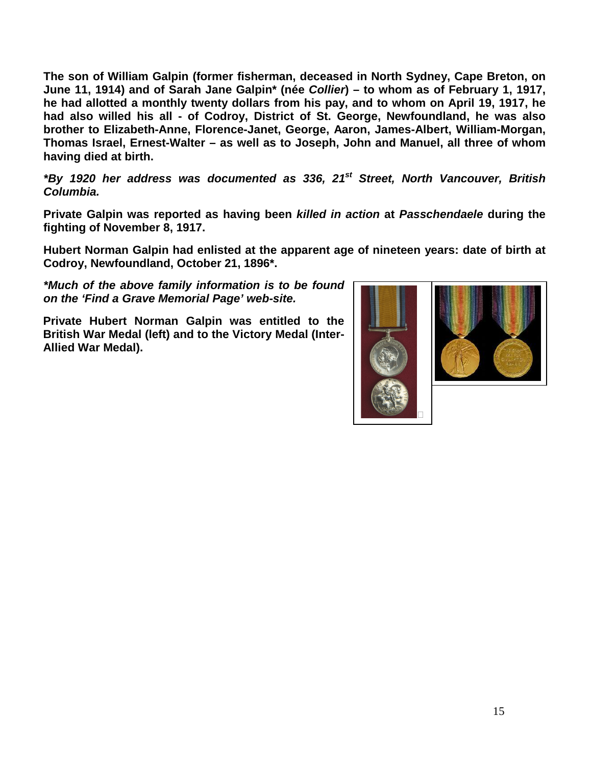**The son of William Galpin (former fisherman, deceased in North Sydney, Cape Breton, on June 11, 1914) and of Sarah Jane Galpin* (née *Collier*) – to whom as of February 1, 1917, he had allotted a monthly twenty dollars from his pay, and to whom on April 19, 1917, he had also willed his all - of Codroy, District of St. George, Newfoundland, he was also brother to Elizabeth-Anne, Florence-Janet, George, Aaron, James-Albert, William-Morgan, Thomas Israel, Ernest-Walter – as well as to Joseph, John and Manuel, all three of whom having died at birth.**

***By 1920 her address was documented as 336, 21st Street, North Vancouver, British Columbia.***

**Private Galpin was reported as having been *killed in action* at *Passchendaele* during the fighting of November 8, 1917.**

**Hubert Norman Galpin had enlisted at the apparent age of nineteen years: date of birth at Codroy, Newfoundland, October 21, 1896*.**

***Much of the above family information is to be found on the 'Find a Grave Memorial Page' web-site.***

**Private Hubert Norman Galpin was entitled to the British War Medal (left) and to the Victory Medal (Inter-Allied War Medal).**